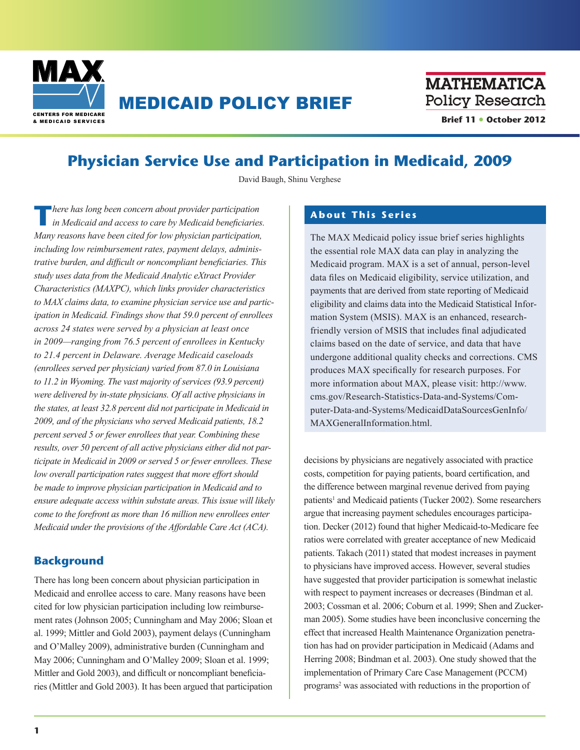MEDICAID POLICY BRIEF

MATHEMATICA Policy Research

Brief 11 • October 2012

# Physician Service Use and Participation in Medicaid, 2009

David Baugh, Shinu Verghese

*There has long been concern about provider participation in Medicaid and access to care by Medicaid beneficiaries. Many reasons have been cited for low physician participation, including low reimbursement rates, payment delays, administrative burden, and difficult or noncompliant beneficiaries. This study uses data from the Medicaid Analytic eXtract Provider Characteristics (MAXPC), which links provider characteristics to MAX claims data, to examine physician service use and participation in Medicaid. Findings show that 59.0 percent of enrollees across 24 states were served by a physician at least once in 2009—ranging from 76.5 percent of enrollees in Kentucky to 21.4 percent in Delaware. Average Medicaid caseloads (enrollees served per physician) varied from 87.0 in Louisiana to 11.2 in Wyoming. The vast majority of services (93.9 percent) were delivered by in-state physicians. Of all active physicians in the states, at least 32.8 percent did not participate in Medicaid in 2009, and of the physicians who served Medicaid patients, 18.2 percent served 5 or fewer enrollees that year. Combining these results, over 50 percent of all active physicians either did not participate in Medicaid in 2009 or served 5 or fewer enrollees. These low overall participation rates suggest that more effort should be made to improve physician participation in Medicaid and to ensure adequate access within substate areas. This issue will likely come to the forefront as more than 16 million new enrollees enter Medicaid under the provisions of the Affordable Care Act (ACA).*

## About This Series

The MAX Medicaid policy issue brief series highlights the essential role MAX data can play in analyzing the Medicaid program. MAX is a set of annual, person-level data files on Medicaid eligibility, service utilization, and payments that are derived from state reporting of Medicaid eligibility and claims data into the Medicaid Statistical Information System (MSIS). MAX is an enhanced, research-friendly version of MSIS that includes final adjudicated claims based on the date of service, and data that have undergone additional quality checks and corrections. CMS produces MAX specifically for research purposes. For more information about MAX, please visit: http://www.cms.gov/Research-Statistics-Data-and-Systems/Computer-Data-and-Systems/MedicaidDataSourcesGenInfo/MAXGeneralInformation.html.

## Background

There has long been concern about physician participation in Medicaid and enrollee access to care. Many reasons have been cited for low physician participation including low reimbursement rates (Johnson 2005; Cunningham and May 2006; Sloan et al. 1999; Mittler and Gold 2003), payment delays (Cunningham and O'Malley 2009), administrative burden (Cunningham and May 2006; Cunningham and O'Malley 2009; Sloan et al. 1999; Mittler and Gold 2003), and difficult or noncompliant beneficiaries (Mittler and Gold 2003). It has been argued that participation decisions by physicians are negatively associated with practice costs, competition for paying patients, board certification, and the difference between marginal revenue derived from paying patients[1] and Medicaid patients (Tucker 2002). Some researchers argue that increasing payment schedules encourages participation. Decker (2012) found that higher Medicaid-to-Medicare fee ratios were correlated with greater acceptance of new Medicaid patients. Takach (2011) stated that modest increases in payment to physicians have improved access. However, several studies have suggested that provider participation is somewhat inelastic with respect to payment increases or decreases (Bindman et al. 2003; Cossman et al. 2006; Coburn et al. 1999; Shen and Zuckerman 2005). Some studies have been inconclusive concerning the effect that increased Health Maintenance Organization penetration has had on provider participation in Medicaid (Adams and Herring 2008; Bindman et al. 2003). One study showed that the implementation of Primary Care Case Management (PCCM) programs[2] was associated with reductions in the proportion of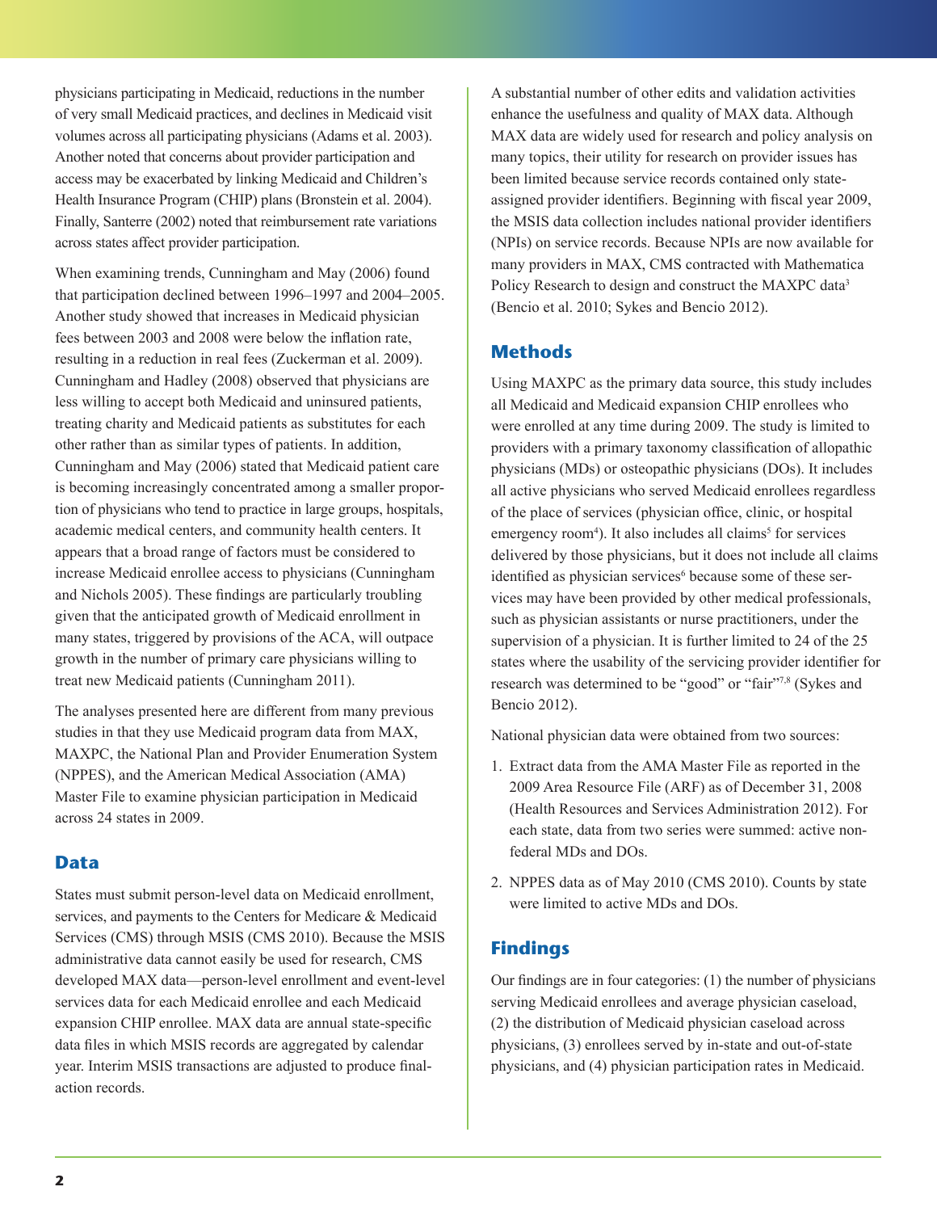physicians participating in Medicaid, reductions in the number of very small Medicaid practices, and declines in Medicaid visit volumes across all participating physicians (Adams et al. 2003). Another noted that concerns about provider participation and access may be exacerbated by linking Medicaid and Children's Health Insurance Program (CHIP) plans (Bronstein et al. 2004). Finally, Santerre (2002) noted that reimbursement rate variations across states affect provider participation.

When examining trends, Cunningham and May (2006) found that participation declined between 1996–1997 and 2004–2005. Another study showed that increases in Medicaid physician fees between 2003 and 2008 were below the inflation rate, resulting in a reduction in real fees (Zuckerman et al. 2009). Cunningham and Hadley (2008) observed that physicians are less willing to accept both Medicaid and uninsured patients, treating charity and Medicaid patients as substitutes for each other rather than as similar types of patients. In addition, Cunningham and May (2006) stated that Medicaid patient care is becoming increasingly concentrated among a smaller proportion of physicians who tend to practice in large groups, hospitals, academic medical centers, and community health centers. It appears that a broad range of factors must be considered to increase Medicaid enrollee access to physicians (Cunningham and Nichols 2005). These findings are particularly troubling given that the anticipated growth of Medicaid enrollment in many states, triggered by provisions of the ACA, will outpace growth in the number of primary care physicians willing to treat new Medicaid patients (Cunningham 2011).

The analyses presented here are different from many previous studies in that they use Medicaid program data from MAX, MAXPC, the National Plan and Provider Enumeration System (NPPES), and the American Medical Association (AMA) Master File to examine physician participation in Medicaid across 24 states in 2009.

## Data

States must submit person-level data on Medicaid enrollment, services, and payments to the Centers for Medicare & Medicaid Services (CMS) through MSIS (CMS 2010). Because the MSIS administrative data cannot easily be used for research, CMS developed MAX data—person-level enrollment and event-level services data for each Medicaid enrollee and each Medicaid expansion CHIP enrollee. MAX data are annual state-specific data files in which MSIS records are aggregated by calendar year. Interim MSIS transactions are adjusted to produce final-action records.

A substantial number of other edits and validation activities enhance the usefulness and quality of MAX data. Although MAX data are widely used for research and policy analysis on many topics, their utility for research on provider issues has been limited because service records contained only state-assigned provider identifiers. Beginning with fiscal year 2009, the MSIS data collection includes national provider identifiers (NPIs) on service records. Because NPIs are now available for many providers in MAX, CMS contracted with Mathematica Policy Research to design and construct the MAXPC data[3] (Bencio et al. 2010; Sykes and Bencio 2012).

## Methods

Using MAXPC as the primary data source, this study includes all Medicaid and Medicaid expansion CHIP enrollees who were enrolled at any time during 2009. The study is limited to providers with a primary taxonomy classification of allopathic physicians (MDs) or osteopathic physicians (DOs). It includes all active physicians who served Medicaid enrollees regardless of the place of services (physician office, clinic, or hospital emergency room[4]). It also includes all claims[5] for services delivered by those physicians, but it does not include all claims identified as physician services[6] because some of these services may have been provided by other medical professionals, such as physician assistants or nurse practitioners, under the supervision of a physician. It is further limited to 24 of the 25 states where the usability of the servicing provider identifier for research was determined to be "good" or "fair"[7,8] (Sykes and Bencio 2012).

National physician data were obtained from two sources:

1. Extract data from the AMA Master File as reported in the 2009 Area Resource File (ARF) as of December 31, 2008 (Health Resources and Services Administration 2012). For each state, data from two series were summed: active non-federal MDs and DOs.
2. NPPES data as of May 2010 (CMS 2010). Counts by state were limited to active MDs and DOs.

## Findings

Our findings are in four categories: (1) the number of physicians serving Medicaid enrollees and average physician caseload, (2) the distribution of Medicaid physician caseload across physicians, (3) enrollees served by in-state and out-of-state physicians, and (4) physician participation rates in Medicaid.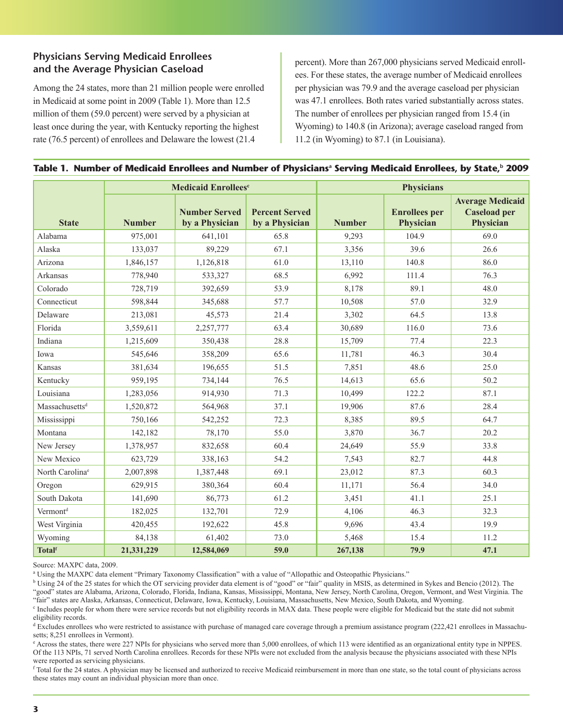## Physicians Serving Medicaid Enrollees and the Average Physician Caseload

Among the 24 states, more than 21 million people were enrolled in Medicaid at some point in 2009 (Table 1). More than 12.5 million of them (59.0 percent) were served by a physician at least once during the year, with Kentucky reporting the highest rate (76.5 percent) of enrollees and Delaware the lowest (21.4 percent). More than 267,000 physicians served Medicaid enrollees. For these states, the average number of Medicaid enrollees per physician was 79.9 and the average caseload per physician was 47.1 enrollees. Both rates varied substantially across states. The number of enrollees per physician ranged from 15.4 (in Wyoming) to 140.8 (in Arizona); average caseload ranged from 11.2 (in Wyoming) to 87.1 (in Louisiana).

**Table 1. Number of Medicaid Enrollees and Number of Physicians[a] Serving Medicaid Enrollees, by State,[b] 2009**

| | Medicaid Enrollees[c] | | | Physicians | | |
|---|---|---|---|---|---|---|
| **State** | **Number** | **Number Served by a Physician** | **Percent Served by a Physician** | **Number** | **Enrollees per Physician** | **Average Medicaid Caseload per Physician** |
| Alabama | 975,001 | 641,101 | 65.8 | 9,293 | 104.9 | 69.0 |
| Alaska | 133,037 | 89,229 | 67.1 | 3,356 | 39.6 | 26.6 |
| Arizona | 1,846,157 | 1,126,818 | 61.0 | 13,110 | 140.8 | 86.0 |
| Arkansas | 778,940 | 533,327 | 68.5 | 6,992 | 111.4 | 76.3 |
| Colorado | 728,719 | 392,659 | 53.9 | 8,178 | 89.1 | 48.0 |
| Connecticut | 598,844 | 345,688 | 57.7 | 10,508 | 57.0 | 32.9 |
| Delaware | 213,081 | 45,573 | 21.4 | 3,302 | 64.5 | 13.8 |
| Florida | 3,559,611 | 2,257,777 | 63.4 | 30,689 | 116.0 | 73.6 |
| Indiana | 1,215,609 | 350,438 | 28.8 | 15,709 | 77.4 | 22.3 |
| Iowa | 545,646 | 358,209 | 65.6 | 11,781 | 46.3 | 30.4 |
| Kansas | 381,634 | 196,655 | 51.5 | 7,851 | 48.6 | 25.0 |
| Kentucky | 959,195 | 734,144 | 76.5 | 14,613 | 65.6 | 50.2 |
| Louisiana | 1,283,056 | 914,930 | 71.3 | 10,499 | 122.2 | 87.1 |
| Massachusetts[d] | 1,520,872 | 564,968 | 37.1 | 19,906 | 87.6 | 28.4 |
| Mississippi | 750,166 | 542,252 | 72.3 | 8,385 | 89.5 | 64.7 |
| Montana | 142,182 | 78,170 | 55.0 | 3,870 | 36.7 | 20.2 |
| New Jersey | 1,378,957 | 832,658 | 60.4 | 24,649 | 55.9 | 33.8 |
| New Mexico | 623,729 | 338,163 | 54.2 | 7,543 | 82.7 | 44.8 |
| North Carolina[e] | 2,007,898 | 1,387,448 | 69.1 | 23,012 | 87.3 | 60.3 |
| Oregon | 629,915 | 380,364 | 60.4 | 11,171 | 56.4 | 34.0 |
| South Dakota | 141,690 | 86,773 | 61.2 | 3,451 | 41.1 | 25.1 |
| Vermont[d] | 182,025 | 132,701 | 72.9 | 4,106 | 46.3 | 32.3 |
| West Virginia | 420,455 | 192,622 | 45.8 | 9,696 | 43.4 | 19.9 |
| Wyoming | 84,138 | 61,402 | 73.0 | 5,468 | 15.4 | 11.2 |
| **Total[f]** | **21,331,229** | **12,584,069** | **59.0** | **267,138** | **79.9** | **47.1** |

Source: MAXPC data, 2009.

[a] Using the MAXPC data element "Primary Taxonomy Classification" with a value of "Allopathic and Osteopathic Physicians."

[b] Using 24 of the 25 states for which the OT servicing provider data element is of "good" or "fair" quality in MSIS, as determined in Sykes and Bencio (2012). The "good" states are Alabama, Arizona, Colorado, Florida, Indiana, Kansas, Mississippi, Montana, New Jersey, North Carolina, Oregon, Vermont, and West Virginia. The "fair" states are Alaska, Arkansas, Connecticut, Delaware, Iowa, Kentucky, Louisiana, Massachusetts, New Mexico, South Dakota, and Wyoming.

[c] Includes people for whom there were service records but not eligibility records in MAX data. These people were eligible for Medicaid but the state did not submit eligibility records.

[d] Excludes enrollees who were restricted to assistance with purchase of managed care coverage through a premium assistance program (222,421 enrollees in Massachusetts; 8,251 enrollees in Vermont).

[e] Across the states, there were 227 NPIs for physicians who served more than 5,000 enrollees, of which 113 were identified as an organizational entity type in NPPES. Of the 113 NPIs, 71 served North Carolina enrollees. Records for these NPIs were not excluded from the analysis because the physicians associated with these NPIs were reported as servicing physicians.

[f] Total for the 24 states. A physician may be licensed and authorized to receive Medicaid reimbursement in more than one state, so the total count of physicians across these states may count an individual physician more than once.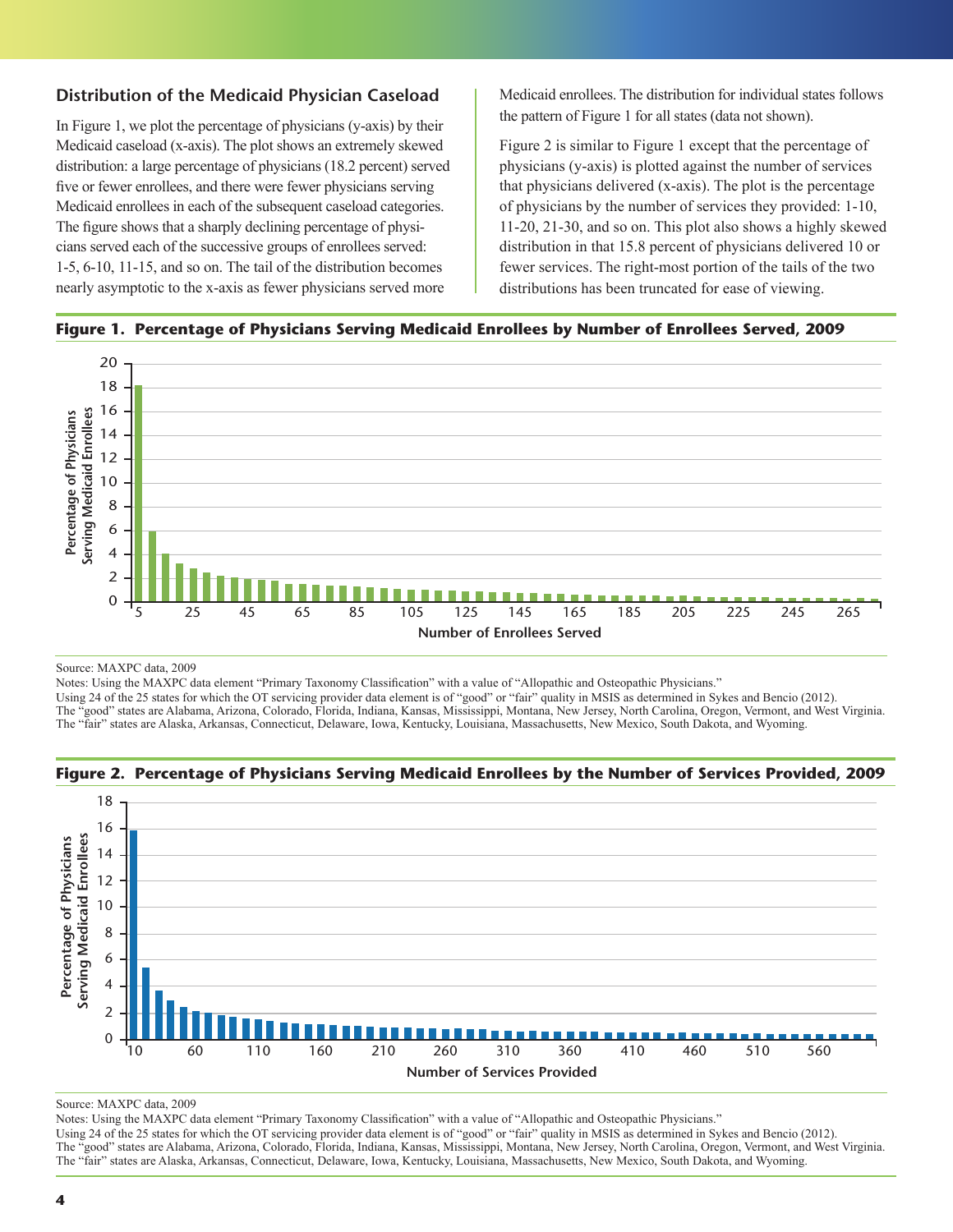## Distribution of the Medicaid Physician Caseload

In Figure 1, we plot the percentage of physicians (y-axis) by their Medicaid caseload (x-axis). The plot shows an extremely skewed distribution: a large percentage of physicians (18.2 percent) served five or fewer enrollees, and there were fewer physicians serving Medicaid enrollees in each of the subsequent caseload categories. The figure shows that a sharply declining percentage of physicians served each of the successive groups of enrollees served: 1-5, 6-10, 11-15, and so on. The tail of the distribution becomes nearly asymptotic to the x-axis as fewer physicians served more Medicaid enrollees. The distribution for individual states follows the pattern of Figure 1 for all states (data not shown).

Figure 2 is similar to Figure 1 except that the percentage of physicians (y-axis) is plotted against the number of services that physicians delivered (x-axis). The plot is the percentage of physicians by the number of services they provided: 1-10, 11-20, 21-30, and so on. This plot also shows a highly skewed distribution in that 15.8 percent of physicians delivered 10 or fewer services. The right-most portion of the tails of the two distributions has been truncated for ease of viewing.

**Figure 1. Percentage of Physicians Serving Medicaid Enrollees by Number of Enrollees Served, 2009**

Source: MAXPC data, 2009

Notes: Using the MAXPC data element "Primary Taxonomy Classification" with a value of "Allopathic and Osteopathic Physicians."

Using 24 of the 25 states for which the OT servicing provider data element is of "good" or "fair" quality in MSIS as determined in Sykes and Bencio (2012).

The "good" states are Alabama, Arizona, Colorado, Florida, Indiana, Kansas, Mississippi, Montana, New Jersey, North Carolina, Oregon, Vermont, and West Virginia.

The "fair" states are Alaska, Arkansas, Connecticut, Delaware, Iowa, Kentucky, Louisiana, Massachusetts, New Mexico, South Dakota, and Wyoming.

**Figure 2. Percentage of Physicians Serving Medicaid Enrollees by the Number of Services Provided, 2009**

Source: MAXPC data, 2009

Notes: Using the MAXPC data element "Primary Taxonomy Classification" with a value of "Allopathic and Osteopathic Physicians."

Using 24 of the 25 states for which the OT servicing provider data element is of "good" or "fair" quality in MSIS as determined in Sykes and Bencio (2012).

The "good" states are Alabama, Arizona, Colorado, Florida, Indiana, Kansas, Mississippi, Montana, New Jersey, North Carolina, Oregon, Vermont, and West Virginia.

The "fair" states are Alaska, Arkansas, Connecticut, Delaware, Iowa, Kentucky, Louisiana, Massachusetts, New Mexico, South Dakota, and Wyoming.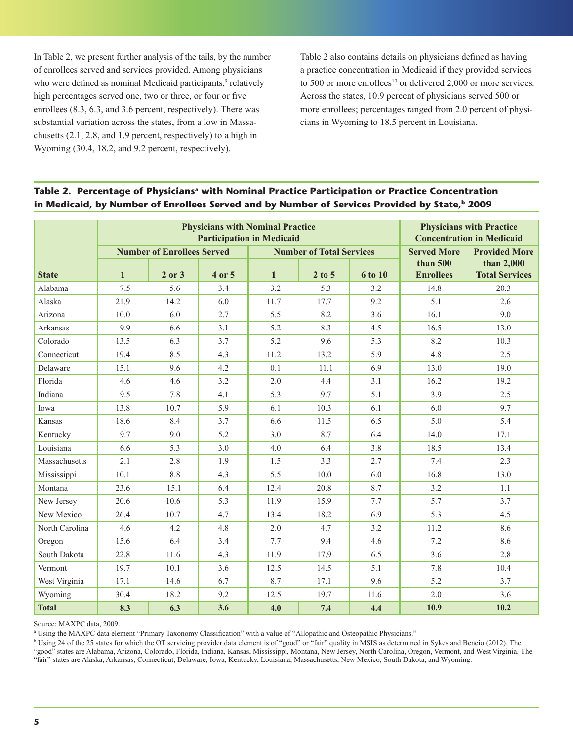In Table 2, we present further analysis of the tails, by the number of enrollees served and services provided. Among physicians who were defined as nominal Medicaid participants,[9] relatively high percentages served one, two or three, or four or five enrollees (8.3, 6.3, and 3.6 percent, respectively). There was substantial variation across the states, from a low in Massachusetts (2.1, 2.8, and 1.9 percent, respectively) to a high in Wyoming (30.4, 18.2, and 9.2 percent, respectively).

Table 2 also contains details on physicians defined as having a practice concentration in Medicaid if they provided services to 500 or more enrollees[10] or delivered 2,000 or more services. Across the states, 10.9 percent of physicians served 500 or more enrollees; percentages ranged from 2.0 percent of physicians in Wyoming to 18.5 percent in Louisiana.

**Table 2. Percentage of Physicians[a] with Nominal Practice Participation or Practice Concentration in Medicaid, by Number of Enrollees Served and by Number of Services Provided by State,[b] 2009**

| | Physicians with Nominal Practice Participation in Medicaid | | | | | | Physicians with Practice Concentration in Medicaid | |
|---|---|---|---|---|---|---|---|---|
| | Number of Enrollees Served | | | Number of Total Services | | | Served More than 500 Enrollees | Provided More than 2,000 Total Services |
| **State** | **1** | **2 or 3** | **4 or 5** | **1** | **2 to 5** | **6 to 10** | | |
| Alabama | 7.5 | 5.6 | 3.4 | 3.2 | 5.3 | 3.2 | 14.8 | 20.3 |
| Alaska | 21.9 | 14.2 | 6.0 | 11.7 | 17.7 | 9.2 | 5.1 | 2.6 |
| Arizona | 10.0 | 6.0 | 2.7 | 5.5 | 8.2 | 3.6 | 16.1 | 9.0 |
| Arkansas | 9.9 | 6.6 | 3.1 | 5.2 | 8.3 | 4.5 | 16.5 | 13.0 |
| Colorado | 13.5 | 6.3 | 3.7 | 5.2 | 9.6 | 5.3 | 8.2 | 10.3 |
| Connecticut | 19.4 | 8.5 | 4.3 | 11.2 | 13.2 | 5.9 | 4.8 | 2.5 |
| Delaware | 15.1 | 9.6 | 4.2 | 0.1 | 11.1 | 6.9 | 13.0 | 19.0 |
| Florida | 4.6 | 4.6 | 3.2 | 2.0 | 4.4 | 3.1 | 16.2 | 19.2 |
| Indiana | 9.5 | 7.8 | 4.1 | 5.3 | 9.7 | 5.1 | 3.9 | 2.5 |
| Iowa | 13.8 | 10.7 | 5.9 | 6.1 | 10.3 | 6.1 | 6.0 | 9.7 |
| Kansas | 18.6 | 8.4 | 3.7 | 6.6 | 11.5 | 6.5 | 5.0 | 5.4 |
| Kentucky | 9.7 | 9.0 | 5.2 | 3.0 | 8.7 | 6.4 | 14.0 | 17.1 |
| Louisiana | 6.6 | 5.3 | 3.0 | 4.0 | 6.4 | 3.8 | 18.5 | 13.4 |
| Massachusetts | 2.1 | 2.8 | 1.9 | 1.5 | 3.3 | 2.7 | 7.4 | 2.3 |
| Mississippi | 10.1 | 8.8 | 4.3 | 5.5 | 10.0 | 6.0 | 16.8 | 13.0 |
| Montana | 23.6 | 15.1 | 6.4 | 12.4 | 20.8 | 8.7 | 3.2 | 1.1 |
| New Jersey | 20.6 | 10.6 | 5.3 | 11.9 | 15.9 | 7.7 | 5.7 | 3.7 |
| New Mexico | 26.4 | 10.7 | 4.7 | 13.4 | 18.2 | 6.9 | 5.3 | 4.5 |
| North Carolina | 4.6 | 4.2 | 4.8 | 2.0 | 4.7 | 3.2 | 11.2 | 8.6 |
| Oregon | 15.6 | 6.4 | 3.4 | 7.7 | 9.4 | 4.6 | 7.2 | 8.6 |
| South Dakota | 22.8 | 11.6 | 4.3 | 11.9 | 17.9 | 6.5 | 3.6 | 2.8 |
| Vermont | 19.7 | 10.1 | 3.6 | 12.5 | 14.5 | 5.1 | 7.8 | 10.4 |
| West Virginia | 17.1 | 14.6 | 6.7 | 8.7 | 17.1 | 9.6 | 5.2 | 3.7 |
| Wyoming | 30.4 | 18.2 | 9.2 | 12.5 | 19.7 | 11.6 | 2.0 | 3.6 |
| **Total** | **8.3** | **6.3** | **3.6** | **4.0** | **7.4** | **4.4** | **10.9** | **10.2** |

Source: MAXPC data, 2009.

[a] Using the MAXPC data element "Primary Taxonomy Classification" with a value of "Allopathic and Osteopathic Physicians."

[b] Using 24 of the 25 states for which the OT servicing provider data element is of "good" or "fair" quality in MSIS as determined in Sykes and Bencio (2012). The "good" states are Alabama, Arizona, Colorado, Florida, Indiana, Kansas, Mississippi, Montana, New Jersey, North Carolina, Oregon, Vermont, and West Virginia. The "fair" states are Alaska, Arkansas, Connecticut, Delaware, Iowa, Kentucky, Louisiana, Massachusetts, New Mexico, South Dakota, and Wyoming.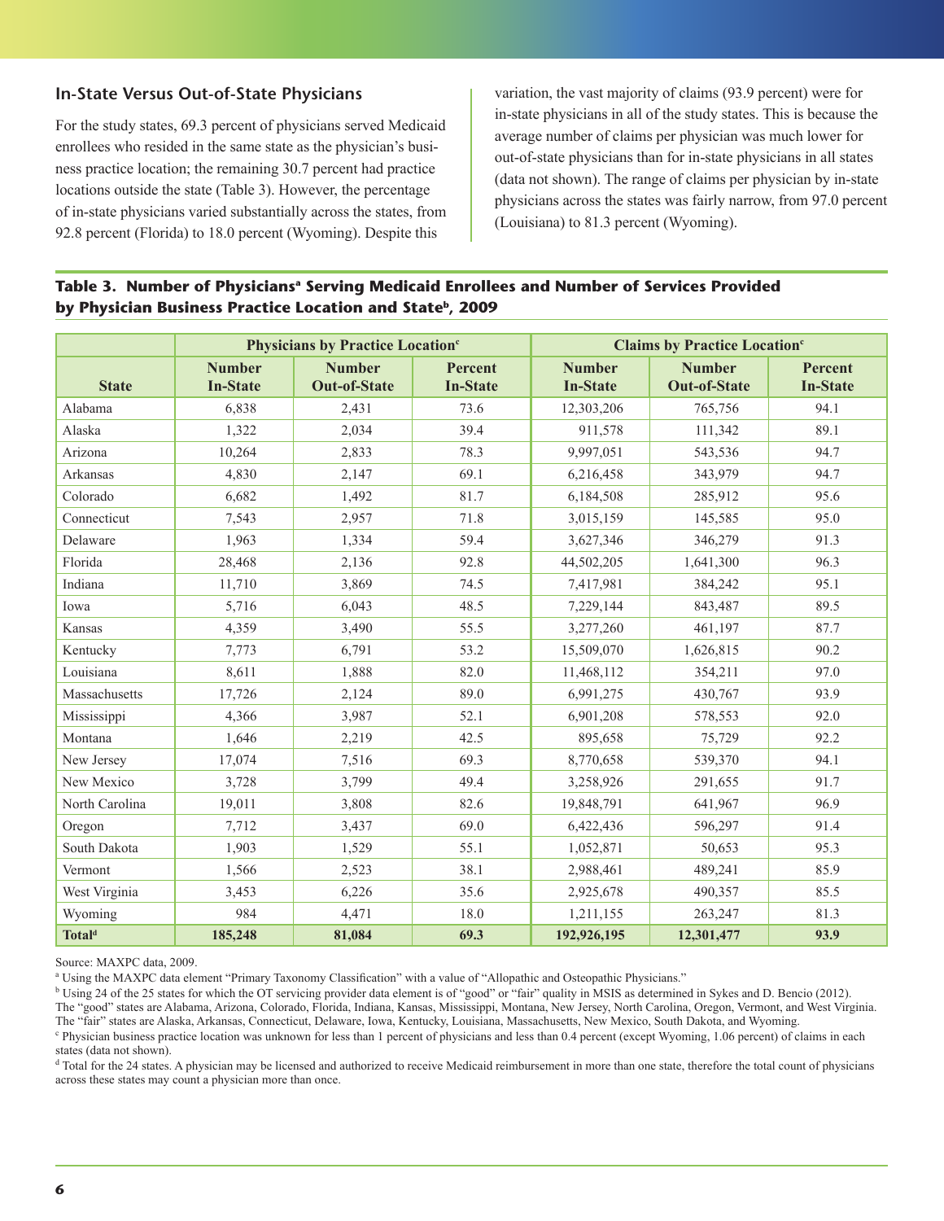## In-State Versus Out-of-State Physicians

For the study states, 69.3 percent of physicians served Medicaid enrollees who resided in the same state as the physician's business practice location; the remaining 30.7 percent had practice locations outside the state (Table 3). However, the percentage of in-state physicians varied substantially across the states, from 92.8 percent (Florida) to 18.0 percent (Wyoming). Despite this variation, the vast majority of claims (93.9 percent) were for in-state physicians in all of the study states. This is because the average number of claims per physician was much lower for out-of-state physicians than for in-state physicians in all states (data not shown). The range of claims per physician by in-state physicians across the states was fairly narrow, from 97.0 percent (Louisiana) to 81.3 percent (Wyoming).

**Table 3. Number of Physicians[a] Serving Medicaid Enrollees and Number of Services Provided by Physician Business Practice Location and State[b], 2009**

| | Physicians by Practice Location[c] | | | Claims by Practice Location[c] | | |
|---|---|---|---|---|---|---|
| **State** | **Number In-State** | **Number Out-of-State** | **Percent In-State** | **Number In-State** | **Number Out-of-State** | **Percent In-State** |
| Alabama | 6,838 | 2,431 | 73.6 | 12,303,206 | 765,756 | 94.1 |
| Alaska | 1,322 | 2,034 | 39.4 | 911,578 | 111,342 | 89.1 |
| Arizona | 10,264 | 2,833 | 78.3 | 9,997,051 | 543,536 | 94.7 |
| Arkansas | 4,830 | 2,147 | 69.1 | 6,216,458 | 343,979 | 94.7 |
| Colorado | 6,682 | 1,492 | 81.7 | 6,184,508 | 285,912 | 95.6 |
| Connecticut | 7,543 | 2,957 | 71.8 | 3,015,159 | 145,585 | 95.0 |
| Delaware | 1,963 | 1,334 | 59.4 | 3,627,346 | 346,279 | 91.3 |
| Florida | 28,468 | 2,136 | 92.8 | 44,502,205 | 1,641,300 | 96.3 |
| Indiana | 11,710 | 3,869 | 74.5 | 7,417,981 | 384,242 | 95.1 |
| Iowa | 5,716 | 6,043 | 48.5 | 7,229,144 | 843,487 | 89.5 |
| Kansas | 4,359 | 3,490 | 55.5 | 3,277,260 | 461,197 | 87.7 |
| Kentucky | 7,773 | 6,791 | 53.2 | 15,509,070 | 1,626,815 | 90.2 |
| Louisiana | 8,611 | 1,888 | 82.0 | 11,468,112 | 354,211 | 97.0 |
| Massachusetts | 17,726 | 2,124 | 89.0 | 6,991,275 | 430,767 | 93.9 |
| Mississippi | 4,366 | 3,987 | 52.1 | 6,901,208 | 578,553 | 92.0 |
| Montana | 1,646 | 2,219 | 42.5 | 895,658 | 75,729 | 92.2 |
| New Jersey | 17,074 | 7,516 | 69.3 | 8,770,658 | 539,370 | 94.1 |
| New Mexico | 3,728 | 3,799 | 49.4 | 3,258,926 | 291,655 | 91.7 |
| North Carolina | 19,011 | 3,808 | 82.6 | 19,848,791 | 641,967 | 96.9 |
| Oregon | 7,712 | 3,437 | 69.0 | 6,422,436 | 596,297 | 91.4 |
| South Dakota | 1,903 | 1,529 | 55.1 | 1,052,871 | 50,653 | 95.3 |
| Vermont | 1,566 | 2,523 | 38.1 | 2,988,461 | 489,241 | 85.9 |
| West Virginia | 3,453 | 6,226 | 35.6 | 2,925,678 | 490,357 | 85.5 |
| Wyoming | 984 | 4,471 | 18.0 | 1,211,155 | 263,247 | 81.3 |
| **Total[d]** | **185,248** | **81,084** | **69.3** | **192,926,195** | **12,301,477** | **93.9** |

Source: MAXPC data, 2009.

[a] Using the MAXPC data element "Primary Taxonomy Classification" with a value of "Allopathic and Osteopathic Physicians."

[b] Using 24 of the 25 states for which the OT servicing provider data element is of "good" or "fair" quality in MSIS as determined in Sykes and D. Bencio (2012). The "good" states are Alabama, Arizona, Colorado, Florida, Indiana, Kansas, Mississippi, Montana, New Jersey, North Carolina, Oregon, Vermont, and West Virginia. The "fair" states are Alaska, Arkansas, Connecticut, Delaware, Iowa, Kentucky, Louisiana, Massachusetts, New Mexico, South Dakota, and Wyoming.

[c] Physician business practice location was unknown for less than 1 percent of physicians and less than 0.4 percent (except Wyoming, 1.06 percent) of claims in each states (data not shown).

[d] Total for the 24 states. A physician may be licensed and authorized to receive Medicaid reimbursement in more than one state, therefore the total count of physicians across these states may count a physician more than once.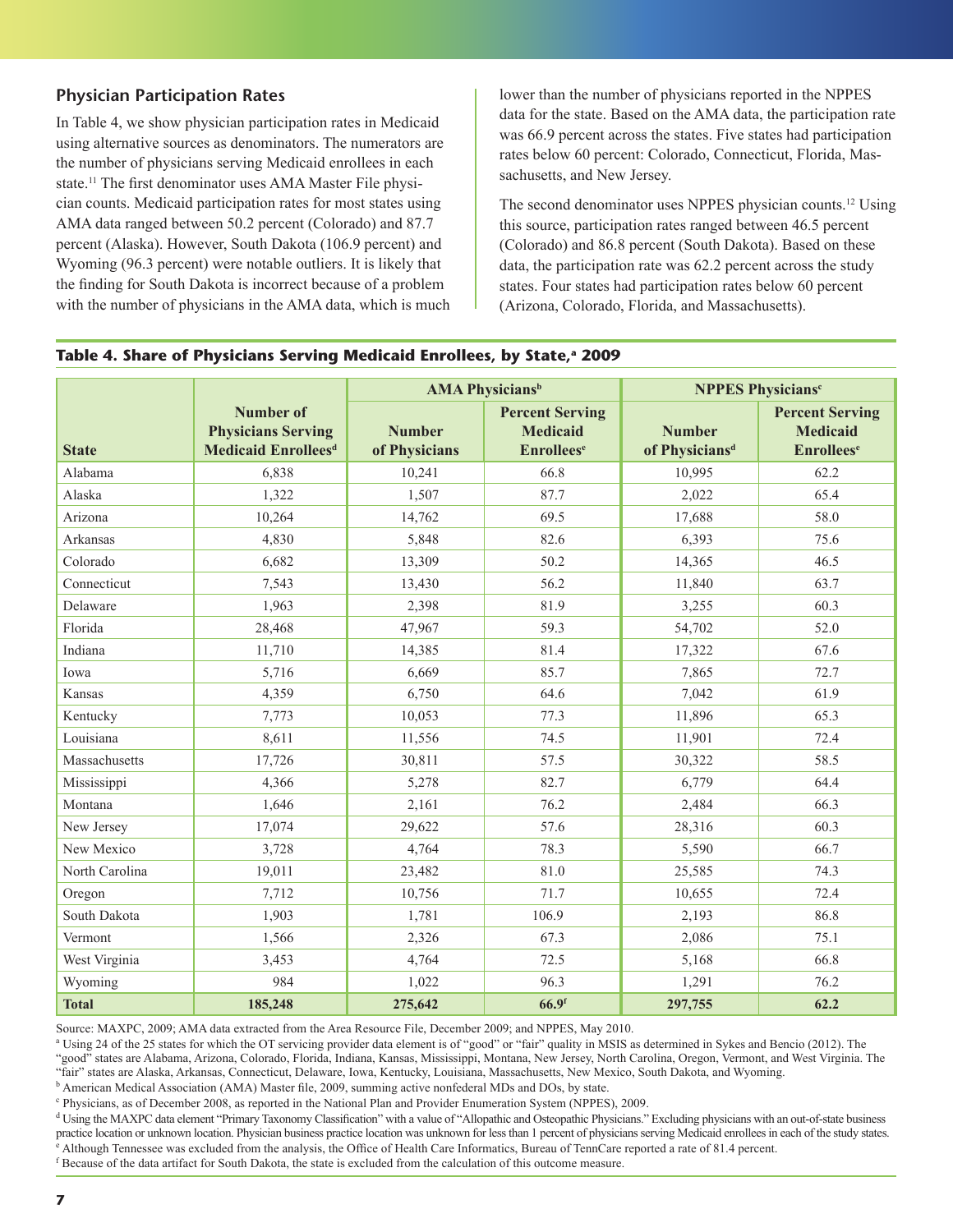## Physician Participation Rates

In Table 4, we show physician participation rates in Medicaid using alternative sources as denominators. The numerators are the number of physicians serving Medicaid enrollees in each state.[11] The first denominator uses AMA Master File physician counts. Medicaid participation rates for most states using AMA data ranged between 50.2 percent (Colorado) and 87.7 percent (Alaska). However, South Dakota (106.9 percent) and Wyoming (96.3 percent) were notable outliers. It is likely that the finding for South Dakota is incorrect because of a problem with the number of physicians in the AMA data, which is much lower than the number of physicians reported in the NPPES data for the state. Based on the AMA data, the participation rate was 66.9 percent across the states. Five states had participation rates below 60 percent: Colorado, Connecticut, Florida, Massachusetts, and New Jersey.

The second denominator uses NPPES physician counts.[12] Using this source, participation rates ranged between 46.5 percent (Colorado) and 86.8 percent (South Dakota). Based on these data, the participation rate was 62.2 percent across the study states. Four states had participation rates below 60 percent (Arizona, Colorado, Florida, and Massachusetts).

**Table 4. Share of Physicians Serving Medicaid Enrollees, by State,[a] 2009**

| State | Number of Physicians Serving Medicaid Enrollees[d] | AMA Physicians[b] | | NPPES Physicians[c] | |
|---|---|---|---|---|---|
| | | Number of Physicians | Percent Serving Medicaid Enrollees[e] | Number of Physicians[d] | Percent Serving Medicaid Enrollees[e] |
| Alabama | 6,838 | 10,241 | 66.8 | 10,995 | 62.2 |
| Alaska | 1,322 | 1,507 | 87.7 | 2,022 | 65.4 |
| Arizona | 10,264 | 14,762 | 69.5 | 17,688 | 58.0 |
| Arkansas | 4,830 | 5,848 | 82.6 | 6,393 | 75.6 |
| Colorado | 6,682 | 13,309 | 50.2 | 14,365 | 46.5 |
| Connecticut | 7,543 | 13,430 | 56.2 | 11,840 | 63.7 |
| Delaware | 1,963 | 2,398 | 81.9 | 3,255 | 60.3 |
| Florida | 28,468 | 47,967 | 59.3 | 54,702 | 52.0 |
| Indiana | 11,710 | 14,385 | 81.4 | 17,322 | 67.6 |
| Iowa | 5,716 | 6,669 | 85.7 | 7,865 | 72.7 |
| Kansas | 4,359 | 6,750 | 64.6 | 7,042 | 61.9 |
| Kentucky | 7,773 | 10,053 | 77.3 | 11,896 | 65.3 |
| Louisiana | 8,611 | 11,556 | 74.5 | 11,901 | 72.4 |
| Massachusetts | 17,726 | 30,811 | 57.5 | 30,322 | 58.5 |
| Mississippi | 4,366 | 5,278 | 82.7 | 6,779 | 64.4 |
| Montana | 1,646 | 2,161 | 76.2 | 2,484 | 66.3 |
| New Jersey | 17,074 | 29,622 | 57.6 | 28,316 | 60.3 |
| New Mexico | 3,728 | 4,764 | 78.3 | 5,590 | 66.7 |
| North Carolina | 19,011 | 23,482 | 81.0 | 25,585 | 74.3 |
| Oregon | 7,712 | 10,756 | 71.7 | 10,655 | 72.4 |
| South Dakota | 1,903 | 1,781 | 106.9 | 2,193 | 86.8 |
| Vermont | 1,566 | 2,326 | 67.3 | 2,086 | 75.1 |
| West Virginia | 3,453 | 4,764 | 72.5 | 5,168 | 66.8 |
| Wyoming | 984 | 1,022 | 96.3 | 1,291 | 76.2 |
| **Total** | **185,248** | **275,642** | **66.9[f]** | **297,755** | **62.2** |

Source: MAXPC, 2009; AMA data extracted from the Area Resource File, December 2009; and NPPES, May 2010.

[a] Using 24 of the 25 states for which the OT servicing provider data element is of "good" or "fair" quality in MSIS as determined in Sykes and Bencio (2012). The "good" states are Alabama, Arizona, Colorado, Florida, Indiana, Kansas, Mississippi, Montana, New Jersey, North Carolina, Oregon, Vermont, and West Virginia. The "fair" states are Alaska, Arkansas, Connecticut, Delaware, Iowa, Kentucky, Louisiana, Massachusetts, New Mexico, South Dakota, and Wyoming.

[b] American Medical Association (AMA) Master file, 2009, summing active nonfederal MDs and DOs, by state.

[c] Physicians, as of December 2008, as reported in the National Plan and Provider Enumeration System (NPPES), 2009.

[d] Using the MAXPC data element "Primary Taxonomy Classification" with a value of "Allopathic and Osteopathic Physicians." Excluding physicians with an out-of-state business practice location or unknown location. Physician business practice location was unknown for less than 1 percent of physicians serving Medicaid enrollees in each of the study states.

[e] Although Tennessee was excluded from the analysis, the Office of Health Care Informatics, Bureau of TennCare reported a rate of 81.4 percent.

[f] Because of the data artifact for South Dakota, the state is excluded from the calculation of this outcome measure.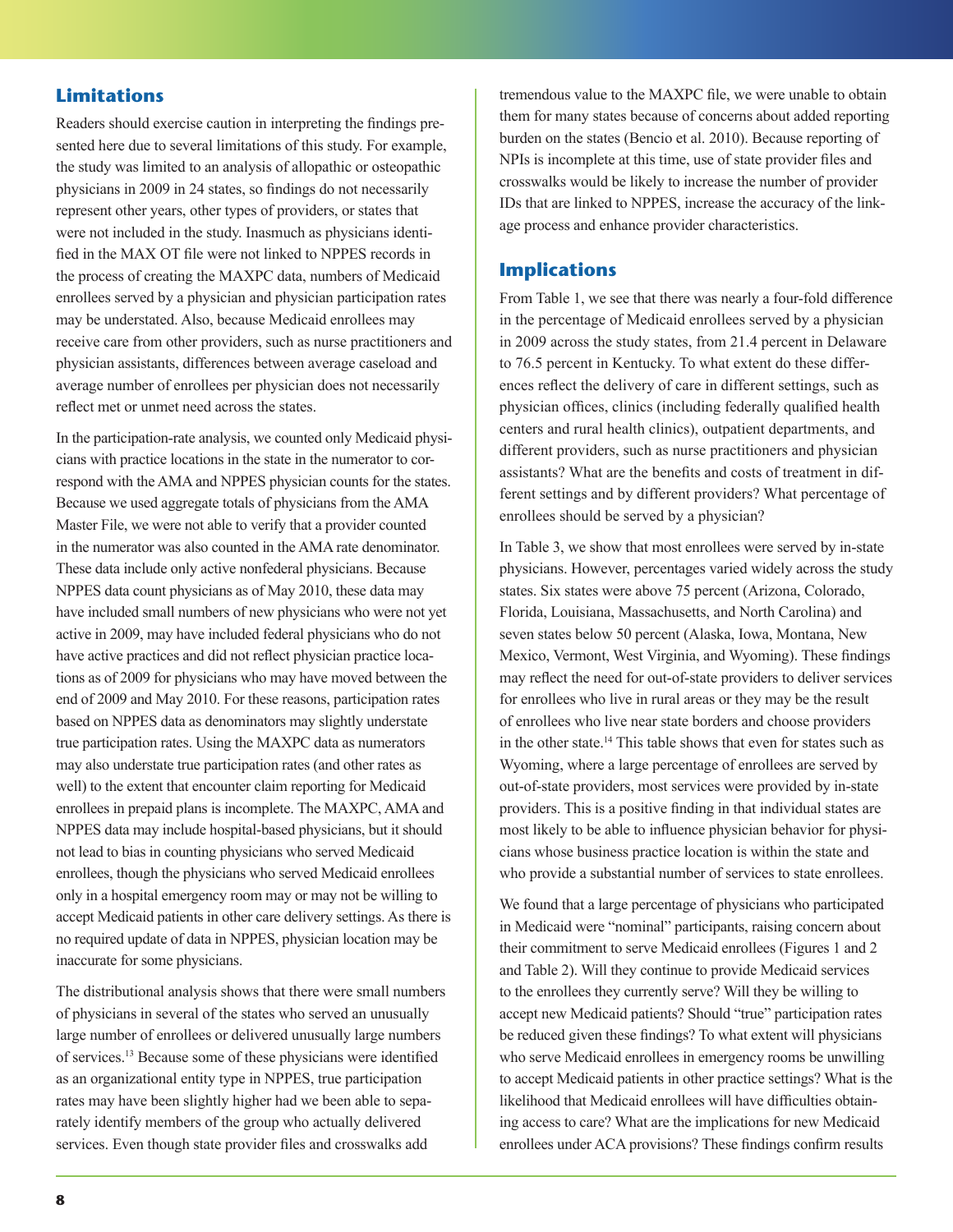## Limitations

Readers should exercise caution in interpreting the findings presented here due to several limitations of this study. For example, the study was limited to an analysis of allopathic or osteopathic physicians in 2009 in 24 states, so findings do not necessarily represent other years, other types of providers, or states that were not included in the study. Inasmuch as physicians identified in the MAX OT file were not linked to NPPES records in the process of creating the MAXPC data, numbers of Medicaid enrollees served by a physician and physician participation rates may be understated. Also, because Medicaid enrollees may receive care from other providers, such as nurse practitioners and physician assistants, differences between average caseload and average number of enrollees per physician does not necessarily reflect met or unmet need across the states.

In the participation-rate analysis, we counted only Medicaid physicians with practice locations in the state in the numerator to correspond with the AMA and NPPES physician counts for the states. Because we used aggregate totals of physicians from the AMA Master File, we were not able to verify that a provider counted in the numerator was also counted in the AMA rate denominator. These data include only active nonfederal physicians. Because NPPES data count physicians as of May 2010, these data may have included small numbers of new physicians who were not yet active in 2009, may have included federal physicians who do not have active practices and did not reflect physician practice locations as of 2009 for physicians who may have moved between the end of 2009 and May 2010. For these reasons, participation rates based on NPPES data as denominators may slightly understate true participation rates. Using the MAXPC data as numerators may also understate true participation rates (and other rates as well) to the extent that encounter claim reporting for Medicaid enrollees in prepaid plans is incomplete. The MAXPC, AMA and NPPES data may include hospital-based physicians, but it should not lead to bias in counting physicians who served Medicaid enrollees, though the physicians who served Medicaid enrollees only in a hospital emergency room may or may not be willing to accept Medicaid patients in other care delivery settings. As there is no required update of data in NPPES, physician location may be inaccurate for some physicians.

The distributional analysis shows that there were small numbers of physicians in several of the states who served an unusually large number of enrollees or delivered unusually large numbers of services.[13] Because some of these physicians were identified as an organizational entity type in NPPES, true participation rates may have been slightly higher had we been able to separately identify members of the group who actually delivered services. Even though state provider files and crosswalks add tremendous value to the MAXPC file, we were unable to obtain them for many states because of concerns about added reporting burden on the states (Bencio et al. 2010). Because reporting of NPIs is incomplete at this time, use of state provider files and crosswalks would be likely to increase the number of provider IDs that are linked to NPPES, increase the accuracy of the linkage process and enhance provider characteristics.

## Implications

From Table 1, we see that there was nearly a four-fold difference in the percentage of Medicaid enrollees served by a physician in 2009 across the study states, from 21.4 percent in Delaware to 76.5 percent in Kentucky. To what extent do these differences reflect the delivery of care in different settings, such as physician offices, clinics (including federally qualified health centers and rural health clinics), outpatient departments, and different providers, such as nurse practitioners and physician assistants? What are the benefits and costs of treatment in different settings and by different providers? What percentage of enrollees should be served by a physician?

In Table 3, we show that most enrollees were served by in-state physicians. However, percentages varied widely across the study states. Six states were above 75 percent (Arizona, Colorado, Florida, Louisiana, Massachusetts, and North Carolina) and seven states below 50 percent (Alaska, Iowa, Montana, New Mexico, Vermont, West Virginia, and Wyoming). These findings may reflect the need for out-of-state providers to deliver services for enrollees who live in rural areas or they may be the result of enrollees who live near state borders and choose providers in the other state.[14] This table shows that even for states such as Wyoming, where a large percentage of enrollees are served by out-of-state providers, most services were provided by in-state providers. This is a positive finding in that individual states are most likely to be able to influence physician behavior for physicians whose business practice location is within the state and who provide a substantial number of services to state enrollees.

We found that a large percentage of physicians who participated in Medicaid were "nominal" participants, raising concern about their commitment to serve Medicaid enrollees (Figures 1 and 2 and Table 2). Will they continue to provide Medicaid services to the enrollees they currently serve? Will they be willing to accept new Medicaid patients? Should "true" participation rates be reduced given these findings? To what extent will physicians who serve Medicaid enrollees in emergency rooms be unwilling to accept Medicaid patients in other practice settings? What is the likelihood that Medicaid enrollees will have difficulties obtaining access to care? What are the implications for new Medicaid enrollees under ACA provisions? These findings confirm results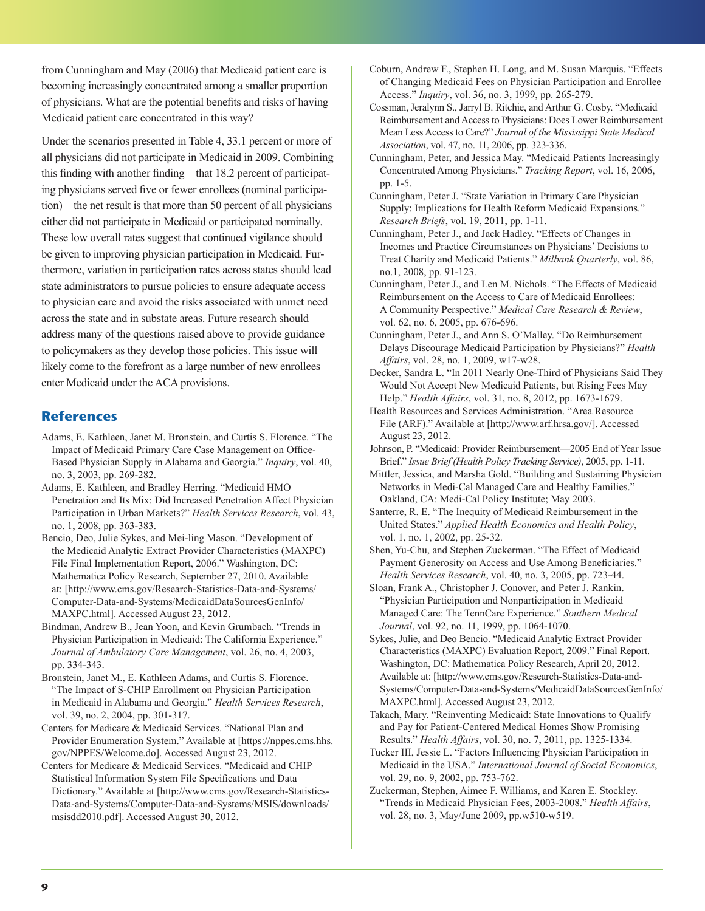from Cunningham and May (2006) that Medicaid patient care is becoming increasingly concentrated among a smaller proportion of physicians. What are the potential benefits and risks of having Medicaid patient care concentrated in this way?

Under the scenarios presented in Table 4, 33.1 percent or more of all physicians did not participate in Medicaid in 2009. Combining this finding with another finding—that 18.2 percent of participating physicians served five or fewer enrollees (nominal participation)—the net result is that more than 50 percent of all physicians either did not participate in Medicaid or participated nominally. These low overall rates suggest that continued vigilance should be given to improving physician participation in Medicaid. Furthermore, variation in participation rates across states should lead state administrators to pursue policies to ensure adequate access to physician care and avoid the risks associated with unmet need across the state and in substate areas. Future research should address many of the questions raised above to provide guidance to policymakers as they develop those policies. This issue will likely come to the forefront as a large number of new enrollees enter Medicaid under the ACA provisions.

## References

Adams, E. Kathleen, Janet M. Bronstein, and Curtis S. Florence. "The Impact of Medicaid Primary Care Case Management on Office-Based Physician Supply in Alabama and Georgia." *Inquiry*, vol. 40, no. 3, 2003, pp. 269-282.

Adams, E. Kathleen, and Bradley Herring. "Medicaid HMO Penetration and Its Mix: Did Increased Penetration Affect Physician Participation in Urban Markets?" *Health Services Research*, vol. 43, no. 1, 2008, pp. 363-383.

Bencio, Deo, Julie Sykes, and Mei-ling Mason. "Development of the Medicaid Analytic Extract Provider Characteristics (MAXPC) File Final Implementation Report, 2006." Washington, DC: Mathematica Policy Research, September 27, 2010. Available at: [http://www.cms.gov/Research-Statistics-Data-and-Systems/Computer-Data-and-Systems/MedicaidDataSourcesGenInfo/MAXPC.html]. Accessed August 23, 2012.

Bindman, Andrew B., Jean Yoon, and Kevin Grumbach. "Trends in Physician Participation in Medicaid: The California Experience." *Journal of Ambulatory Care Management*, vol. 26, no. 4, 2003, pp. 334-343.

Bronstein, Janet M., E. Kathleen Adams, and Curtis S. Florence. "The Impact of S-CHIP Enrollment on Physician Participation in Medicaid in Alabama and Georgia." *Health Services Research*, vol. 39, no. 2, 2004, pp. 301-317.

Centers for Medicare & Medicaid Services. "National Plan and Provider Enumeration System." Available at [https://nppes.cms.hhs.gov/NPPES/Welcome.do]. Accessed August 23, 2012.

Centers for Medicare & Medicaid Services. "Medicaid and CHIP Statistical Information System File Specifications and Data Dictionary." Available at [http://www.cms.gov/Research-Statistics-Data-and-Systems/Computer-Data-and-Systems/MSIS/downloads/msisdd2010.pdf]. Accessed August 30, 2012.

Coburn, Andrew F., Stephen H. Long, and M. Susan Marquis. "Effects of Changing Medicaid Fees on Physician Participation and Enrollee Access." *Inquiry*, vol. 36, no. 3, 1999, pp. 265-279.

Cossman, Jeralynn S., Jarryl B. Ritchie, and Arthur G. Cosby. "Medicaid Reimbursement and Access to Physicians: Does Lower Reimbursement Mean Less Access to Care?" *Journal of the Mississippi State Medical Association*, vol. 47, no. 11, 2006, pp. 323-336.

Cunningham, Peter, and Jessica May. "Medicaid Patients Increasingly Concentrated Among Physicians." *Tracking Report*, vol. 16, 2006, pp. 1-5.

Cunningham, Peter J. "State Variation in Primary Care Physician Supply: Implications for Health Reform Medicaid Expansions." *Research Briefs*, vol. 19, 2011, pp. 1-11.

Cunningham, Peter J., and Jack Hadley. "Effects of Changes in Incomes and Practice Circumstances on Physicians' Decisions to Treat Charity and Medicaid Patients." *Milbank Quarterly*, vol. 86, no.1, 2008, pp. 91-123.

Cunningham, Peter J., and Len M. Nichols. "The Effects of Medicaid Reimbursement on the Access to Care of Medicaid Enrollees: A Community Perspective." *Medical Care Research & Review*, vol. 62, no. 6, 2005, pp. 676-696.

Cunningham, Peter J., and Ann S. O'Malley. "Do Reimbursement Delays Discourage Medicaid Participation by Physicians?" *Health Affairs*, vol. 28, no. 1, 2009, w17-w28.

Decker, Sandra L. "In 2011 Nearly One-Third of Physicians Said They Would Not Accept New Medicaid Patients, but Rising Fees May Help." *Health Affairs*, vol. 31, no. 8, 2012, pp. 1673-1679.

Health Resources and Services Administration. "Area Resource File (ARF)." Available at [http://www.arf.hrsa.gov/]. Accessed August 23, 2012.

Johnson, P. "Medicaid: Provider Reimbursement—2005 End of Year Issue Brief." *Issue Brief (Health Policy Tracking Service)*, 2005, pp. 1-11.

Mittler, Jessica, and Marsha Gold. "Building and Sustaining Physician Networks in Medi-Cal Managed Care and Healthy Families." Oakland, CA: Medi-Cal Policy Institute; May 2003.

Santerre, R. E. "The Inequity of Medicaid Reimbursement in the United States." *Applied Health Economics and Health Policy*, vol. 1, no. 1, 2002, pp. 25-32.

Shen, Yu-Chu, and Stephen Zuckerman. "The Effect of Medicaid Payment Generosity on Access and Use Among Beneficiaries." *Health Services Research*, vol. 40, no. 3, 2005, pp. 723-44.

Sloan, Frank A., Christopher J. Conover, and Peter J. Rankin. "Physician Participation and Nonparticipation in Medicaid Managed Care: The TennCare Experience." *Southern Medical Journal*, vol. 92, no. 11, 1999, pp. 1064-1070.

Sykes, Julie, and Deo Bencio. "Medicaid Analytic Extract Provider Characteristics (MAXPC) Evaluation Report, 2009." Final Report. Washington, DC: Mathematica Policy Research, April 20, 2012. Available at: [http://www.cms.gov/Research-Statistics-Data-and-Systems/Computer-Data-and-Systems/MedicaidDataSourcesGenInfo/MAXPC.html]. Accessed August 23, 2012.

Takach, Mary. "Reinventing Medicaid: State Innovations to Qualify and Pay for Patient-Centered Medical Homes Show Promising Results." *Health Affairs*, vol. 30, no. 7, 2011, pp. 1325-1334.

Tucker III, Jessie L. "Factors Influencing Physician Participation in Medicaid in the USA." *International Journal of Social Economics*, vol. 29, no. 9, 2002, pp. 753-762.

Zuckerman, Stephen, Aimee F. Williams, and Karen E. Stockley. "Trends in Medicaid Physician Fees, 2003-2008." *Health Affairs*, vol. 28, no. 3, May/June 2009, pp.w510-w519.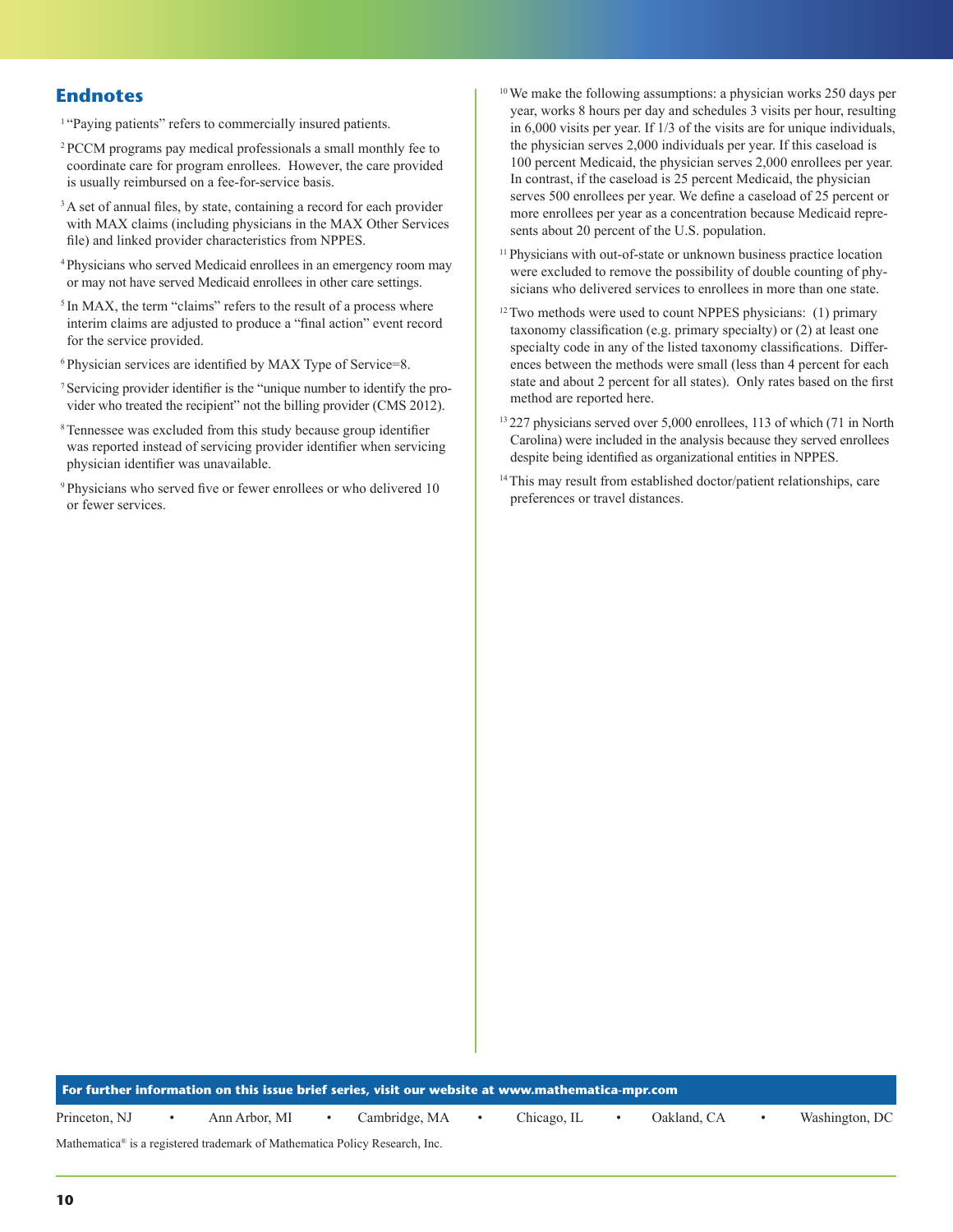## Endnotes

[1] "Paying patients" refers to commercially insured patients.

[2] PCCM programs pay medical professionals a small monthly fee to coordinate care for program enrollees. However, the care provided is usually reimbursed on a fee-for-service basis.

[3] A set of annual files, by state, containing a record for each provider with MAX claims (including physicians in the MAX Other Services file) and linked provider characteristics from NPPES.

[4] Physicians who served Medicaid enrollees in an emergency room may or may not have served Medicaid enrollees in other care settings.

[5] In MAX, the term "claims" refers to the result of a process where interim claims are adjusted to produce a "final action" event record for the service provided.

[6] Physician services are identified by MAX Type of Service=8.

[7] Servicing provider identifier is the "unique number to identify the provider who treated the recipient" not the billing provider (CMS 2012).

[8] Tennessee was excluded from this study because group identifier was reported instead of servicing provider identifier when servicing physician identifier was unavailable.

[9] Physicians who served five or fewer enrollees or who delivered 10 or fewer services.

[10] We make the following assumptions: a physician works 250 days per year, works 8 hours per day and schedules 3 visits per hour, resulting in 6,000 visits per year. If 1/3 of the visits are for unique individuals, the physician serves 2,000 individuals per year. If this caseload is 100 percent Medicaid, the physician serves 2,000 enrollees per year. In contrast, if the caseload is 25 percent Medicaid, the physician serves 500 enrollees per year. We define a caseload of 25 percent or more enrollees per year as a concentration because Medicaid represents about 20 percent of the U.S. population.

[11] Physicians with out-of-state or unknown business practice location were excluded to remove the possibility of double counting of physicians who delivered services to enrollees in more than one state.

[12] Two methods were used to count NPPES physicians: (1) primary taxonomy classification (e.g. primary specialty) or (2) at least one specialty code in any of the listed taxonomy classifications. Differences between the methods were small (less than 4 percent for each state and about 2 percent for all states). Only rates based on the first method are reported here.

[13] 227 physicians served over 5,000 enrollees, 113 of which (71 in North Carolina) were included in the analysis because they served enrollees despite being identified as organizational entities in NPPES.

[14] This may result from established doctor/patient relationships, care preferences or travel distances.

**For further information on this issue brief series, visit our website at www.mathematica-mpr.com**

Princeton, NJ • Ann Arbor, MI • Cambridge, MA • Chicago, IL • Oakland, CA • Washington, DC

Mathematica® is a registered trademark of Mathematica Policy Research, Inc.